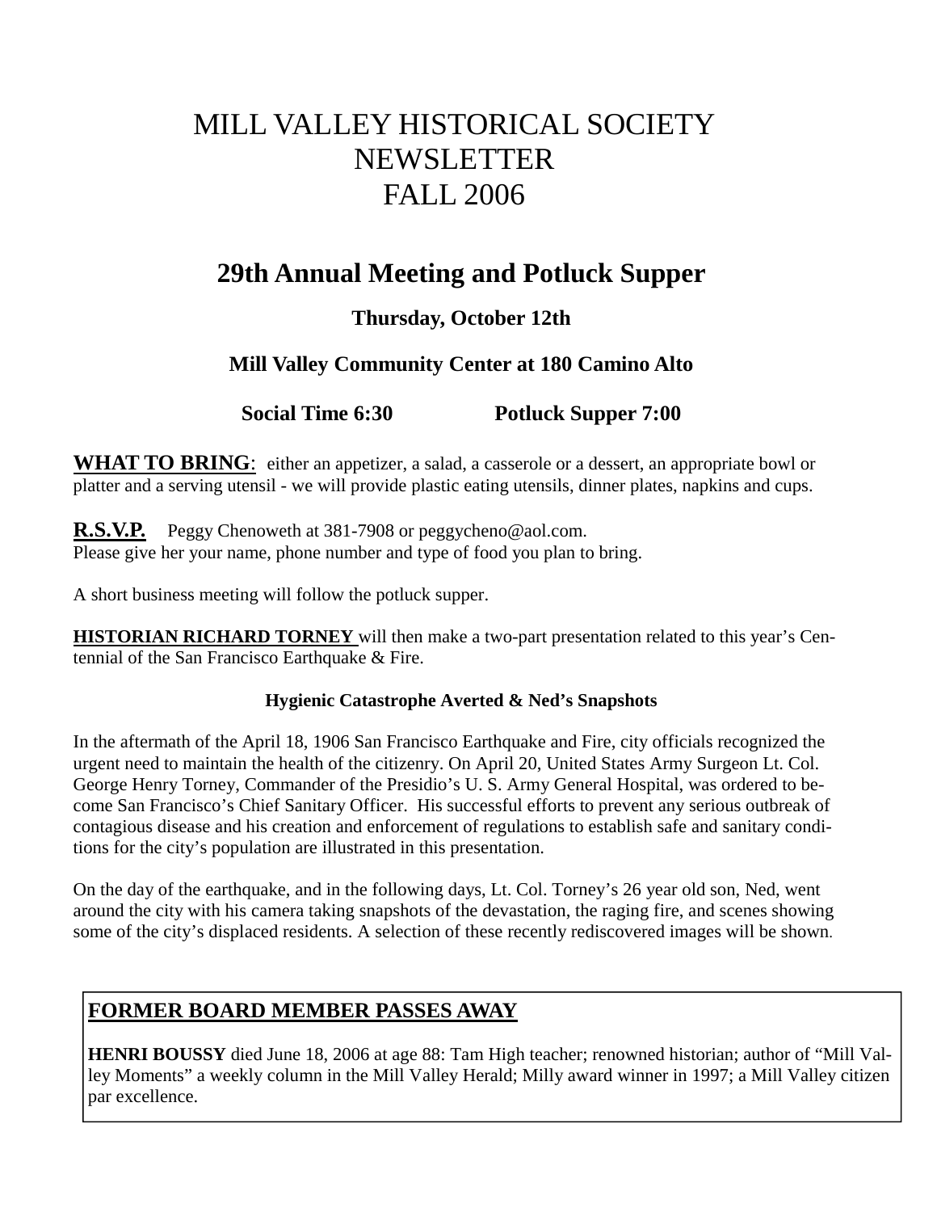# MILL VALLEY HISTORICAL SOCIETY NEWSLETTER FALL 2006

## 29th Annual Meeting and Potluck Supper

### Thursday, October 12th

### Mill Valley Community Center at 180 Camino Alto

**Social Time 6:30** **Potluck Supper 7:00**

**WHAT TO BRING**: either an appetizer, a salad, a casserole or a dessert, an appropriate bowl or platter and a serving utensil - we will provide plastic eating utensils, dinner plates, napkins and cups.

**R.S.V.P.** Peggy Chenoweth at 381-7908 or peggycheno@aol.com.
Please give her your name, phone number and type of food you plan to bring.

A short business meeting will follow the potluck supper.

**HISTORIAN RICHARD TORNEY** will then make a two-part presentation related to this year's Centennial of the San Francisco Earthquake & Fire.

**Hygienic Catastrophe Averted & Ned's Snapshots**

In the aftermath of the April 18, 1906 San Francisco Earthquake and Fire, city officials recognized the urgent need to maintain the health of the citizenry. On April 20, United States Army Surgeon Lt. Col. George Henry Torney, Commander of the Presidio's U. S. Army General Hospital, was ordered to become San Francisco's Chief Sanitary Officer. His successful efforts to prevent any serious outbreak of contagious disease and his creation and enforcement of regulations to establish safe and sanitary conditions for the city's population are illustrated in this presentation.

On the day of the earthquake, and in the following days, Lt. Col. Torney's 26 year old son, Ned, went around the city with his camera taking snapshots of the devastation, the raging fire, and scenes showing some of the city's displaced residents. A selection of these recently rediscovered images will be shown.

## FORMER BOARD MEMBER PASSES AWAY

**HENRI BOUSSY** died June 18, 2006 at age 88: Tam High teacher; renowned historian; author of "Mill Valley Moments" a weekly column in the Mill Valley Herald; Milly award winner in 1997; a Mill Valley citizen par excellence.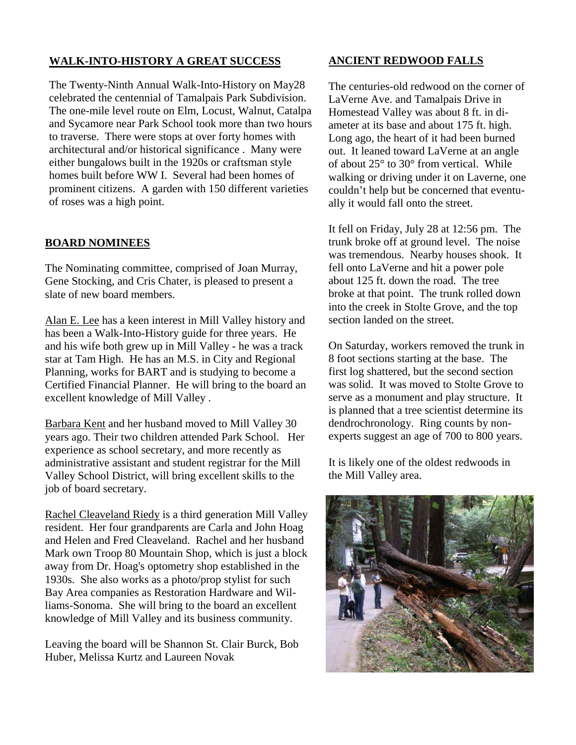## WALK-INTO-HISTORY A GREAT SUCCESS

The Twenty-Ninth Annual Walk-Into-History on May28 celebrated the centennial of Tamalpais Park Subdivision. The one-mile level route on Elm, Locust, Walnut, Catalpa and Sycamore near Park School took more than two hours to traverse. There were stops at over forty homes with architectural and/or historical significance . Many were either bungalows built in the 1920s or craftsman style homes built before WW I. Several had been homes of prominent citizens. A garden with 150 different varieties of roses was a high point.

## BOARD NOMINEES

The Nominating committee, comprised of Joan Murray, Gene Stocking, and Cris Chater, is pleased to present a slate of new board members.

Alan E. Lee has a keen interest in Mill Valley history and has been a Walk-Into-History guide for three years. He and his wife both grew up in Mill Valley - he was a track star at Tam High. He has an M.S. in City and Regional Planning, works for BART and is studying to become a Certified Financial Planner. He will bring to the board an excellent knowledge of Mill Valley .

Barbara Kent and her husband moved to Mill Valley 30 years ago. Their two children attended Park School. Her experience as school secretary, and more recently as administrative assistant and student registrar for the Mill Valley School District, will bring excellent skills to the job of board secretary.

Rachel Cleaveland Riedy is a third generation Mill Valley resident. Her four grandparents are Carla and John Hoag and Helen and Fred Cleaveland. Rachel and her husband Mark own Troop 80 Mountain Shop, which is just a block away from Dr. Hoag's optometry shop established in the 1930s. She also works as a photo/prop stylist for such Bay Area companies as Restoration Hardware and Williams-Sonoma. She will bring to the board an excellent knowledge of Mill Valley and its business community.

Leaving the board will be Shannon St. Clair Burck, Bob Huber, Melissa Kurtz and Laureen Novak

## ANCIENT REDWOOD FALLS

The centuries-old redwood on the corner of LaVerne Ave. and Tamalpais Drive in Homestead Valley was about 8 ft. in diameter at its base and about 175 ft. high. Long ago, the heart of it had been burned out. It leaned toward LaVerne at an angle of about 25° to 30° from vertical. While walking or driving under it on Laverne, one couldn't help but be concerned that eventually it would fall onto the street.

It fell on Friday, July 28 at 12:56 pm. The trunk broke off at ground level. The noise was tremendous. Nearby houses shook. It fell onto LaVerne and hit a power pole about 125 ft. down the road. The tree broke at that point. The trunk rolled down into the creek in Stolte Grove, and the top section landed on the street.

On Saturday, workers removed the trunk in 8 foot sections starting at the base. The first log shattered, but the second section was solid. It was moved to Stolte Grove to serve as a monument and play structure. It is planned that a tree scientist determine its dendrochronology. Ring counts by non-experts suggest an age of 700 to 800 years.

It is likely one of the oldest redwoods in the Mill Valley area.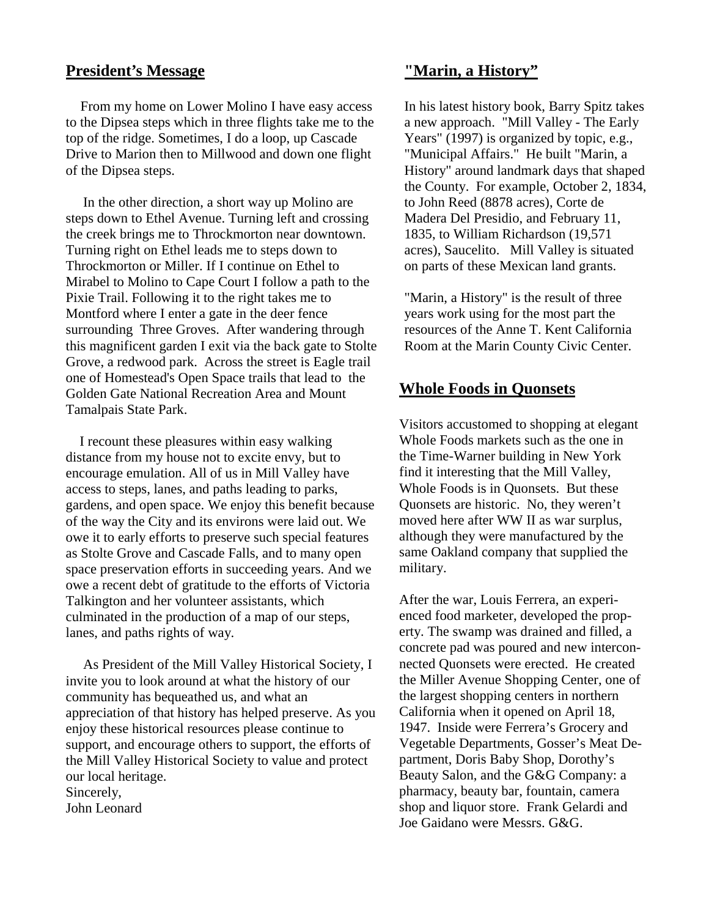## President's Message

From my home on Lower Molino I have easy access to the Dipsea steps which in three flights take me to the top of the ridge. Sometimes, I do a loop, up Cascade Drive to Marion then to Millwood and down one flight of the Dipsea steps.

In the other direction, a short way up Molino are steps down to Ethel Avenue. Turning left and crossing the creek brings me to Throckmorton near downtown. Turning right on Ethel leads me to steps down to Throckmorton or Miller. If I continue on Ethel to Mirabel to Molino to Cape Court I follow a path to the Pixie Trail. Following it to the right takes me to Montford where I enter a gate in the deer fence surrounding Three Groves. After wandering through this magnificent garden I exit via the back gate to Stolte Grove, a redwood park. Across the street is Eagle trail one of Homestead's Open Space trails that lead to the Golden Gate National Recreation Area and Mount Tamalpais State Park.

I recount these pleasures within easy walking distance from my house not to excite envy, but to encourage emulation. All of us in Mill Valley have access to steps, lanes, and paths leading to parks, gardens, and open space. We enjoy this benefit because of the way the City and its environs were laid out. We owe it to early efforts to preserve such special features as Stolte Grove and Cascade Falls, and to many open space preservation efforts in succeeding years. And we owe a recent debt of gratitude to the efforts of Victoria Talkington and her volunteer assistants, which culminated in the production of a map of our steps, lanes, and paths rights of way.

As President of the Mill Valley Historical Society, I invite you to look around at what the history of our community has bequeathed us, and what an appreciation of that history has helped preserve. As you enjoy these historical resources please continue to support, and encourage others to support, the efforts of the Mill Valley Historical Society to value and protect our local heritage.
Sincerely,
John Leonard

## "Marin, a History"

In his latest history book, Barry Spitz takes a new approach. "Mill Valley - The Early Years" (1997) is organized by topic, e.g., "Municipal Affairs." He built "Marin, a History" around landmark days that shaped the County. For example, October 2, 1834, to John Reed (8878 acres), Corte de Madera Del Presidio, and February 11, 1835, to William Richardson (19,571 acres), Saucelito. Mill Valley is situated on parts of these Mexican land grants.

"Marin, a History" is the result of three years work using for the most part the resources of the Anne T. Kent California Room at the Marin County Civic Center.

## Whole Foods in Quonsets

Visitors accustomed to shopping at elegant Whole Foods markets such as the one in the Time-Warner building in New York find it interesting that the Mill Valley, Whole Foods is in Quonsets. But these Quonsets are historic. No, they weren't moved here after WW II as war surplus, although they were manufactured by the same Oakland company that supplied the military.

After the war, Louis Ferrera, an experienced food marketer, developed the property. The swamp was drained and filled, a concrete pad was poured and new interconnected Quonsets were erected. He created the Miller Avenue Shopping Center, one of the largest shopping centers in northern California when it opened on April 18, 1947. Inside were Ferrera's Grocery and Vegetable Departments, Gosser's Meat Department, Doris Baby Shop, Dorothy's Beauty Salon, and the G&G Company: a pharmacy, beauty bar, fountain, camera shop and liquor store. Frank Gelardi and Joe Gaidano were Messrs. G&G.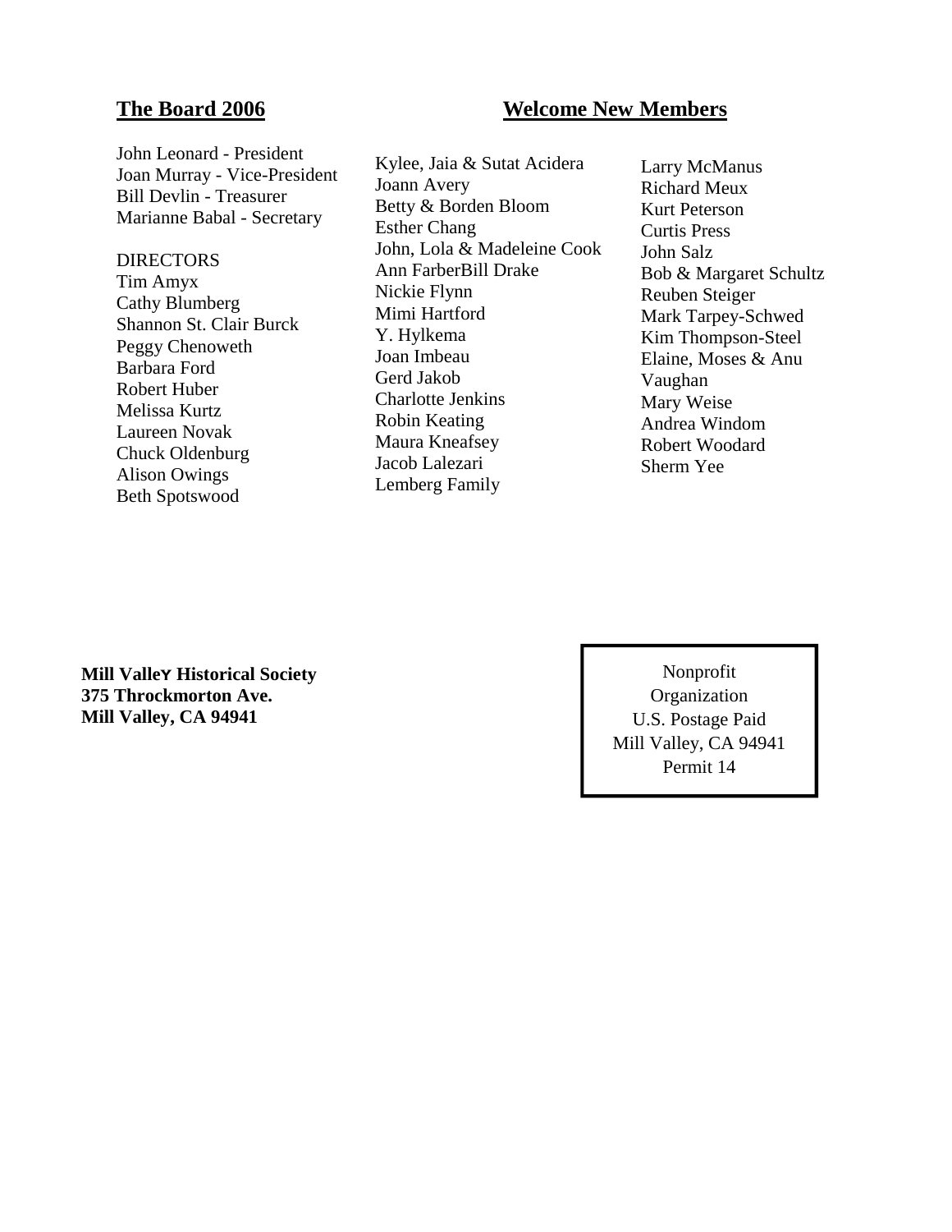## The Board 2006

John Leonard - President
Joan Murray - Vice-President
Bill Devlin - Treasurer
Marianne Babal - Secretary

DIRECTORS
Tim Amyx
Cathy Blumberg
Shannon St. Clair Burck
Peggy Chenoweth
Barbara Ford
Robert Huber
Melissa Kurtz
Laureen Novak
Chuck Oldenburg
Alison Owings
Beth Spotswood

## Welcome New Members

Kylee, Jaia & Sutat Acidera
Joann Avery
Betty & Borden Bloom
Esther Chang
John, Lola & Madeleine Cook
Ann FarberBill Drake
Nickie Flynn
Mimi Hartford
Y. Hylkema
Joan Imbeau
Gerd Jakob
Charlotte Jenkins
Robin Keating
Maura Kneafsey
Jacob Lalezari
Lemberg Family
Larry McManus
Richard Meux
Kurt Peterson
Curtis Press
John Salz
Bob & Margaret Schultz
Reuben Steiger
Mark Tarpey-Schwed
Kim Thompson-Steel
Elaine, Moses & Anu Vaughan
Mary Weise
Andrea Windom
Robert Woodard
Sherm Yee

**Mill Valley Historical Society**
**375 Throckmorton Ave.**
**Mill Valley, CA 94941**

Nonprofit
Organization
U.S. Postage Paid
Mill Valley, CA 94941
Permit 14